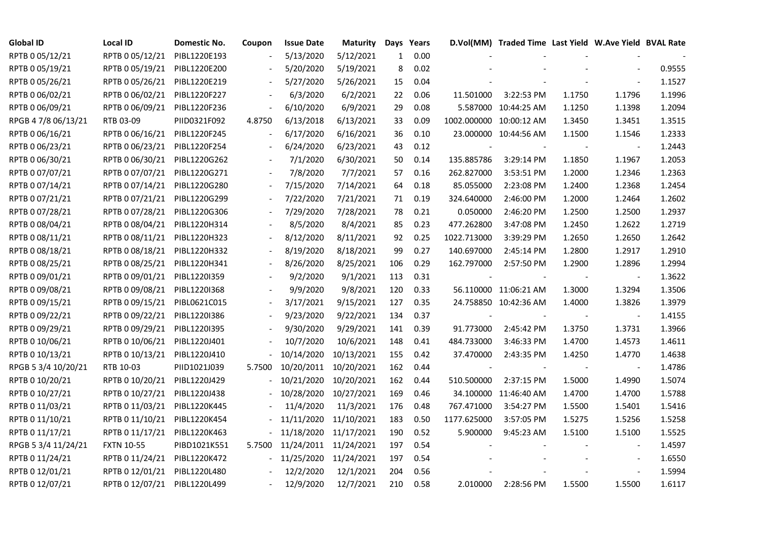| Global ID | Local ID | Domestic No. | Coupon | Issue Date | Maturity | Days | Years | D.Vol(MM) | Traded Time | Last Yield | W.Ave Yield | BVAL Rate |
|---|---|---|---|---|---|---|---|---|---|---|---|---|
| RPTB 0 05/12/21 | RPTB 0 05/12/21 | PIBL1220E193 | - | 5/13/2020 | 5/12/2021 | 1 | 0.00 | - | - | - | - | - |
| RPTB 0 05/19/21 | RPTB 0 05/19/21 | PIBL1220E200 | - | 5/20/2020 | 5/19/2021 | 8 | 0.02 | - | - | - | - | 0.9555 |
| RPTB 0 05/26/21 | RPTB 0 05/26/21 | PIBL1220E219 | - | 5/27/2020 | 5/26/2021 | 15 | 0.04 | - | - | - | - | 1.1527 |
| RPTB 0 06/02/21 | RPTB 0 06/02/21 | PIBL1220F227 | - | 6/3/2020 | 6/2/2021 | 22 | 0.06 | 11.501000 | 3:22:53 PM | 1.1750 | 1.1796 | 1.1996 |
| RPTB 0 06/09/21 | RPTB 0 06/09/21 | PIBL1220F236 | - | 6/10/2020 | 6/9/2021 | 29 | 0.08 | 5.587000 | 10:44:25 AM | 1.1250 | 1.1398 | 1.2094 |
| RPGB 4 7/8 06/13/21 | RTB 03-09 | PIID0321F092 | 4.8750 | 6/13/2018 | 6/13/2021 | 33 | 0.09 | 1002.000000 | 10:00:12 AM | 1.3450 | 1.3451 | 1.3515 |
| RPTB 0 06/16/21 | RPTB 0 06/16/21 | PIBL1220F245 | - | 6/17/2020 | 6/16/2021 | 36 | 0.10 | 23.000000 | 10:44:56 AM | 1.1500 | 1.1546 | 1.2333 |
| RPTB 0 06/23/21 | RPTB 0 06/23/21 | PIBL1220F254 | - | 6/24/2020 | 6/23/2021 | 43 | 0.12 | - | - | - | - | 1.2443 |
| RPTB 0 06/30/21 | RPTB 0 06/30/21 | PIBL1220G262 | - | 7/1/2020 | 6/30/2021 | 50 | 0.14 | 135.885786 | 3:29:14 PM | 1.1850 | 1.1967 | 1.2053 |
| RPTB 0 07/07/21 | RPTB 0 07/07/21 | PIBL1220G271 | - | 7/8/2020 | 7/7/2021 | 57 | 0.16 | 262.827000 | 3:53:51 PM | 1.2000 | 1.2346 | 1.2363 |
| RPTB 0 07/14/21 | RPTB 0 07/14/21 | PIBL1220G280 | - | 7/15/2020 | 7/14/2021 | 64 | 0.18 | 85.055000 | 2:23:08 PM | 1.2400 | 1.2368 | 1.2454 |
| RPTB 0 07/21/21 | RPTB 0 07/21/21 | PIBL1220G299 | - | 7/22/2020 | 7/21/2021 | 71 | 0.19 | 324.640000 | 2:46:00 PM | 1.2000 | 1.2464 | 1.2602 |
| RPTB 0 07/28/21 | RPTB 0 07/28/21 | PIBL1220G306 | - | 7/29/2020 | 7/28/2021 | 78 | 0.21 | 0.050000 | 2:46:20 PM | 1.2500 | 1.2500 | 1.2937 |
| RPTB 0 08/04/21 | RPTB 0 08/04/21 | PIBL1220H314 | - | 8/5/2020 | 8/4/2021 | 85 | 0.23 | 477.262800 | 3:47:08 PM | 1.2450 | 1.2622 | 1.2719 |
| RPTB 0 08/11/21 | RPTB 0 08/11/21 | PIBL1220H323 | - | 8/12/2020 | 8/11/2021 | 92 | 0.25 | 1022.713000 | 3:39:29 PM | 1.2650 | 1.2650 | 1.2642 |
| RPTB 0 08/18/21 | RPTB 0 08/18/21 | PIBL1220H332 | - | 8/19/2020 | 8/18/2021 | 99 | 0.27 | 140.697000 | 2:45:14 PM | 1.2800 | 1.2917 | 1.2910 |
| RPTB 0 08/25/21 | RPTB 0 08/25/21 | PIBL1220H341 | - | 8/26/2020 | 8/25/2021 | 106 | 0.29 | 162.797000 | 2:57:50 PM | 1.2900 | 1.2896 | 1.2994 |
| RPTB 0 09/01/21 | RPTB 0 09/01/21 | PIBL1220I359 | - | 9/2/2020 | 9/1/2021 | 113 | 0.31 | - | - | - | - | 1.3622 |
| RPTB 0 09/08/21 | RPTB 0 09/08/21 | PIBL1220I368 | - | 9/9/2020 | 9/8/2021 | 120 | 0.33 | 56.110000 | 11:06:21 AM | 1.3000 | 1.3294 | 1.3506 |
| RPTB 0 09/15/21 | RPTB 0 09/15/21 | PIBL0621C015 | - | 3/17/2021 | 9/15/2021 | 127 | 0.35 | 24.758850 | 10:42:36 AM | 1.4000 | 1.3826 | 1.3979 |
| RPTB 0 09/22/21 | RPTB 0 09/22/21 | PIBL1220I386 | - | 9/23/2020 | 9/22/2021 | 134 | 0.37 | - | - | - | - | 1.4155 |
| RPTB 0 09/29/21 | RPTB 0 09/29/21 | PIBL1220I395 | - | 9/30/2020 | 9/29/2021 | 141 | 0.39 | 91.773000 | 2:45:42 PM | 1.3750 | 1.3731 | 1.3966 |
| RPTB 0 10/06/21 | RPTB 0 10/06/21 | PIBL1220J401 | - | 10/7/2020 | 10/6/2021 | 148 | 0.41 | 484.733000 | 3:46:33 PM | 1.4700 | 1.4573 | 1.4611 |
| RPTB 0 10/13/21 | RPTB 0 10/13/21 | PIBL1220J410 | - | 10/14/2020 | 10/13/2021 | 155 | 0.42 | 37.470000 | 2:43:35 PM | 1.4250 | 1.4770 | 1.4638 |
| RPGB 5 3/4 10/20/21 | RTB 10-03 | PIID1021J039 | 5.7500 | 10/20/2011 | 10/20/2021 | 162 | 0.44 | - | - | - | - | 1.4786 |
| RPTB 0 10/20/21 | RPTB 0 10/20/21 | PIBL1220J429 | - | 10/21/2020 | 10/20/2021 | 162 | 0.44 | 510.500000 | 2:37:15 PM | 1.5000 | 1.4990 | 1.5074 |
| RPTB 0 10/27/21 | RPTB 0 10/27/21 | PIBL1220J438 | - | 10/28/2020 | 10/27/2021 | 169 | 0.46 | 34.100000 | 11:46:40 AM | 1.4700 | 1.4700 | 1.5788 |
| RPTB 0 11/03/21 | RPTB 0 11/03/21 | PIBL1220K445 | - | 11/4/2020 | 11/3/2021 | 176 | 0.48 | 767.471000 | 3:54:27 PM | 1.5500 | 1.5401 | 1.5416 |
| RPTB 0 11/10/21 | RPTB 0 11/10/21 | PIBL1220K454 | - | 11/11/2020 | 11/10/2021 | 183 | 0.50 | 1177.625000 | 3:57:05 PM | 1.5275 | 1.5256 | 1.5258 |
| RPTB 0 11/17/21 | RPTB 0 11/17/21 | PIBL1220K463 | - | 11/18/2020 | 11/17/2021 | 190 | 0.52 | 5.900000 | 9:45:23 AM | 1.5100 | 1.5100 | 1.5525 |
| RPGB 5 3/4 11/24/21 | FXTN 10-55 | PIBD1021K551 | 5.7500 | 11/24/2011 | 11/24/2021 | 197 | 0.54 | - | - | - | - | 1.4597 |
| RPTB 0 11/24/21 | RPTB 0 11/24/21 | PIBL1220K472 | - | 11/25/2020 | 11/24/2021 | 197 | 0.54 | - | - | - | - | 1.6550 |
| RPTB 0 12/01/21 | RPTB 0 12/01/21 | PIBL1220L480 | - | 12/2/2020 | 12/1/2021 | 204 | 0.56 | - | - | - | - | 1.5994 |
| RPTB 0 12/07/21 | RPTB 0 12/07/21 | PIBL1220L499 | - | 12/9/2020 | 12/7/2021 | 210 | 0.58 | 2.010000 | 2:28:56 PM | 1.5500 | 1.5500 | 1.6117 |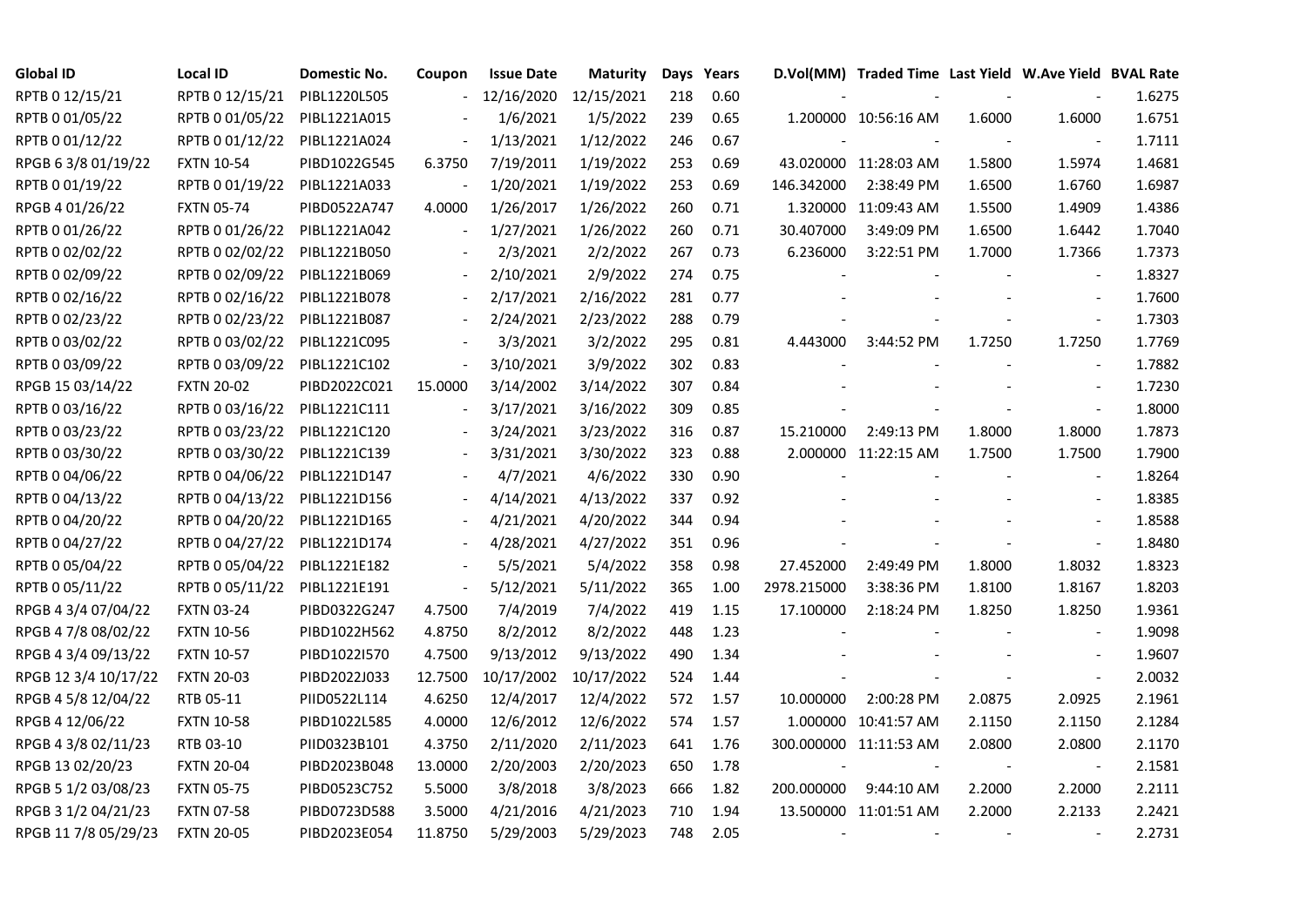| Global ID | Local ID | Domestic No. | Coupon | Issue Date | Maturity | Days | Years | D.Vol(MM) | Traded Time | Last Yield | W.Ave Yield | BVAL Rate |
|---|---|---|---|---|---|---|---|---|---|---|---|---|
| RPTB 0 12/15/21 | RPTB 0 12/15/21 | PIBL1220L505 | - | 12/16/2020 | 12/15/2021 | 218 | 0.60 | - | - | - | - | 1.6275 |
| RPTB 0 01/05/22 | RPTB 0 01/05/22 | PIBL1221A015 | - | 1/6/2021 | 1/5/2022 | 239 | 0.65 | 1.200000 | 10:56:16 AM | 1.6000 | 1.6000 | 1.6751 |
| RPTB 0 01/12/22 | RPTB 0 01/12/22 | PIBL1221A024 | - | 1/13/2021 | 1/12/2022 | 246 | 0.67 | - | - | - | - | 1.7111 |
| RPGB 6 3/8 01/19/22 | FXTN 10-54 | PIBD1022G545 | 6.3750 | 7/19/2011 | 1/19/2022 | 253 | 0.69 | 43.020000 | 11:28:03 AM | 1.5800 | 1.5974 | 1.4681 |
| RPTB 0 01/19/22 | RPTB 0 01/19/22 | PIBL1221A033 | - | 1/20/2021 | 1/19/2022 | 253 | 0.69 | 146.342000 | 2:38:49 PM | 1.6500 | 1.6760 | 1.6987 |
| RPGB 4 01/26/22 | FXTN 05-74 | PIBD0522A747 | 4.0000 | 1/26/2017 | 1/26/2022 | 260 | 0.71 | 1.320000 | 11:09:43 AM | 1.5500 | 1.4909 | 1.4386 |
| RPTB 0 01/26/22 | RPTB 0 01/26/22 | PIBL1221A042 | - | 1/27/2021 | 1/26/2022 | 260 | 0.71 | 30.407000 | 3:49:09 PM | 1.6500 | 1.6442 | 1.7040 |
| RPTB 0 02/02/22 | RPTB 0 02/02/22 | PIBL1221B050 | - | 2/3/2021 | 2/2/2022 | 267 | 0.73 | 6.236000 | 3:22:51 PM | 1.7000 | 1.7366 | 1.7373 |
| RPTB 0 02/09/22 | RPTB 0 02/09/22 | PIBL1221B069 | - | 2/10/2021 | 2/9/2022 | 274 | 0.75 | - | - | - | - | 1.8327 |
| RPTB 0 02/16/22 | RPTB 0 02/16/22 | PIBL1221B078 | - | 2/17/2021 | 2/16/2022 | 281 | 0.77 | - | - | - | - | 1.7600 |
| RPTB 0 02/23/22 | RPTB 0 02/23/22 | PIBL1221B087 | - | 2/24/2021 | 2/23/2022 | 288 | 0.79 | - | - | - | - | 1.7303 |
| RPTB 0 03/02/22 | RPTB 0 03/02/22 | PIBL1221C095 | - | 3/3/2021 | 3/2/2022 | 295 | 0.81 | 4.443000 | 3:44:52 PM | 1.7250 | 1.7250 | 1.7769 |
| RPTB 0 03/09/22 | RPTB 0 03/09/22 | PIBL1221C102 | - | 3/10/2021 | 3/9/2022 | 302 | 0.83 | - | - | - | - | 1.7882 |
| RPGB 15 03/14/22 | FXTN 20-02 | PIBD2022C021 | 15.0000 | 3/14/2002 | 3/14/2022 | 307 | 0.84 | - | - | - | - | 1.7230 |
| RPTB 0 03/16/22 | RPTB 0 03/16/22 | PIBL1221C111 | - | 3/17/2021 | 3/16/2022 | 309 | 0.85 | - | - | - | - | 1.8000 |
| RPTB 0 03/23/22 | RPTB 0 03/23/22 | PIBL1221C120 | - | 3/24/2021 | 3/23/2022 | 316 | 0.87 | 15.210000 | 2:49:13 PM | 1.8000 | 1.8000 | 1.7873 |
| RPTB 0 03/30/22 | RPTB 0 03/30/22 | PIBL1221C139 | - | 3/31/2021 | 3/30/2022 | 323 | 0.88 | 2.000000 | 11:22:15 AM | 1.7500 | 1.7500 | 1.7900 |
| RPTB 0 04/06/22 | RPTB 0 04/06/22 | PIBL1221D147 | - | 4/7/2021 | 4/6/2022 | 330 | 0.90 | - | - | - | - | 1.8264 |
| RPTB 0 04/13/22 | RPTB 0 04/13/22 | PIBL1221D156 | - | 4/14/2021 | 4/13/2022 | 337 | 0.92 | - | - | - | - | 1.8385 |
| RPTB 0 04/20/22 | RPTB 0 04/20/22 | PIBL1221D165 | - | 4/21/2021 | 4/20/2022 | 344 | 0.94 | - | - | - | - | 1.8588 |
| RPTB 0 04/27/22 | RPTB 0 04/27/22 | PIBL1221D174 | - | 4/28/2021 | 4/27/2022 | 351 | 0.96 | - | - | - | - | 1.8480 |
| RPTB 0 05/04/22 | RPTB 0 05/04/22 | PIBL1221E182 | - | 5/5/2021 | 5/4/2022 | 358 | 0.98 | 27.452000 | 2:49:49 PM | 1.8000 | 1.8032 | 1.8323 |
| RPTB 0 05/11/22 | RPTB 0 05/11/22 | PIBL1221E191 | - | 5/12/2021 | 5/11/2022 | 365 | 1.00 | 2978.215000 | 3:38:36 PM | 1.8100 | 1.8167 | 1.8203 |
| RPGB 4 3/4 07/04/22 | FXTN 03-24 | PIBD0322G247 | 4.7500 | 7/4/2019 | 7/4/2022 | 419 | 1.15 | 17.100000 | 2:18:24 PM | 1.8250 | 1.8250 | 1.9361 |
| RPGB 4 7/8 08/02/22 | FXTN 10-56 | PIBD1022H562 | 4.8750 | 8/2/2012 | 8/2/2022 | 448 | 1.23 | - | - | - | - | 1.9098 |
| RPGB 4 3/4 09/13/22 | FXTN 10-57 | PIBD1022I570 | 4.7500 | 9/13/2012 | 9/13/2022 | 490 | 1.34 | - | - | - | - | 1.9607 |
| RPGB 12 3/4 10/17/22 | FXTN 20-03 | PIBD2022J033 | 12.7500 | 10/17/2002 | 10/17/2022 | 524 | 1.44 | - | - | - | - | 2.0032 |
| RPGB 4 5/8 12/04/22 | RTB 05-11 | PIID0522L114 | 4.6250 | 12/4/2017 | 12/4/2022 | 572 | 1.57 | 10.000000 | 2:00:28 PM | 2.0875 | 2.0925 | 2.1961 |
| RPGB 4 12/06/22 | FXTN 10-58 | PIBD1022L585 | 4.0000 | 12/6/2012 | 12/6/2022 | 574 | 1.57 | 1.000000 | 10:41:57 AM | 2.1150 | 2.1150 | 2.1284 |
| RPGB 4 3/8 02/11/23 | RTB 03-10 | PIID0323B101 | 4.3750 | 2/11/2020 | 2/11/2023 | 641 | 1.76 | 300.000000 | 11:11:53 AM | 2.0800 | 2.0800 | 2.1170 |
| RPGB 13 02/20/23 | FXTN 20-04 | PIBD2023B048 | 13.0000 | 2/20/2003 | 2/20/2023 | 650 | 1.78 | - | - | - | - | 2.1581 |
| RPGB 5 1/2 03/08/23 | FXTN 05-75 | PIBD0523C752 | 5.5000 | 3/8/2018 | 3/8/2023 | 666 | 1.82 | 200.000000 | 9:44:10 AM | 2.2000 | 2.2000 | 2.2111 |
| RPGB 3 1/2 04/21/23 | FXTN 07-58 | PIBD0723D588 | 3.5000 | 4/21/2016 | 4/21/2023 | 710 | 1.94 | 13.500000 | 11:01:51 AM | 2.2000 | 2.2133 | 2.2421 |
| RPGB 11 7/8 05/29/23 | FXTN 20-05 | PIBD2023E054 | 11.8750 | 5/29/2003 | 5/29/2023 | 748 | 2.05 | - | - | - | - | 2.2731 |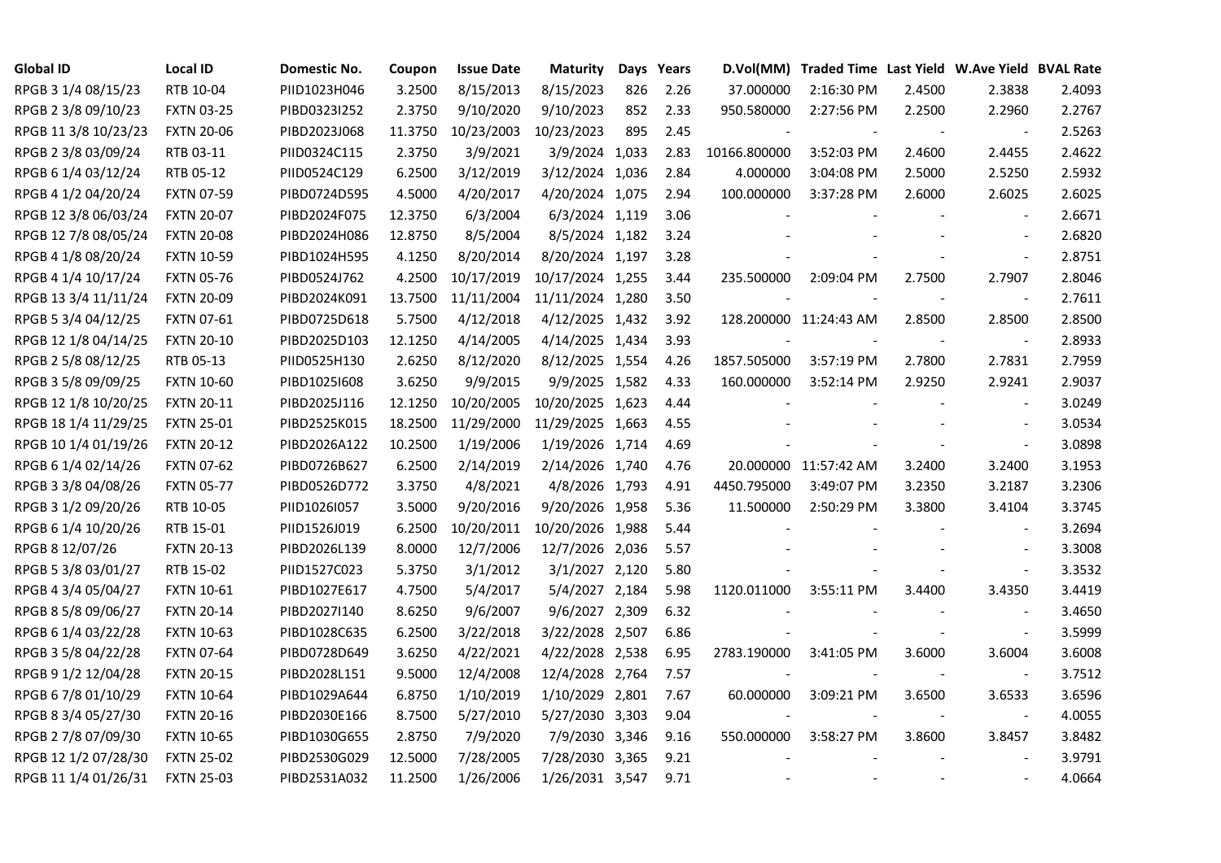| Global ID | Local ID | Domestic No. | Coupon | Issue Date | Maturity | Days | Years | D.Vol(MM) | Traded Time | Last Yield | W.Ave Yield | BVAL Rate |
|---|---|---|---|---|---|---|---|---|---|---|---|---|
| RPGB 3 1/4 08/15/23 | RTB 10-04 | PIID1023H046 | 3.2500 | 8/15/2013 | 8/15/2023 | 826 | 2.26 | 37.000000 | 2:16:30 PM | 2.4500 | 2.3838 | 2.4093 |
| RPGB 2 3/8 09/10/23 | FXTN 03-25 | PIBD0323I252 | 2.3750 | 9/10/2020 | 9/10/2023 | 852 | 2.33 | 950.580000 | 2:27:56 PM | 2.2500 | 2.2960 | 2.2767 |
| RPGB 11 3/8 10/23/23 | FXTN 20-06 | PIBD2023J068 | 11.3750 | 10/23/2003 | 10/23/2023 | 895 | 2.45 | - | - | - | - | 2.5263 |
| RPGB 2 3/8 03/09/24 | RTB 03-11 | PIID0324C115 | 2.3750 | 3/9/2021 | 3/9/2024 | 1,033 | 2.83 | 10166.800000 | 3:52:03 PM | 2.4600 | 2.4455 | 2.4622 |
| RPGB 6 1/4 03/12/24 | RTB 05-12 | PIID0524C129 | 6.2500 | 3/12/2019 | 3/12/2024 | 1,036 | 2.84 | 4.000000 | 3:04:08 PM | 2.5000 | 2.5250 | 2.5932 |
| RPGB 4 1/2 04/20/24 | FXTN 07-59 | PIBD0724D595 | 4.5000 | 4/20/2017 | 4/20/2024 | 1,075 | 2.94 | 100.000000 | 3:37:28 PM | 2.6000 | 2.6025 | 2.6025 |
| RPGB 12 3/8 06/03/24 | FXTN 20-07 | PIBD2024F075 | 12.3750 | 6/3/2004 | 6/3/2024 | 1,119 | 3.06 | - | - | - | - | 2.6671 |
| RPGB 12 7/8 08/05/24 | FXTN 20-08 | PIBD2024H086 | 12.8750 | 8/5/2004 | 8/5/2024 | 1,182 | 3.24 | - | - | - | - | 2.6820 |
| RPGB 4 1/8 08/20/24 | FXTN 10-59 | PIBD1024H595 | 4.1250 | 8/20/2014 | 8/20/2024 | 1,197 | 3.28 | - | - | - | - | 2.8751 |
| RPGB 4 1/4 10/17/24 | FXTN 05-76 | PIBD0524J762 | 4.2500 | 10/17/2019 | 10/17/2024 | 1,255 | 3.44 | 235.500000 | 2:09:04 PM | 2.7500 | 2.7907 | 2.8046 |
| RPGB 13 3/4 11/11/24 | FXTN 20-09 | PIBD2024K091 | 13.7500 | 11/11/2004 | 11/11/2024 | 1,280 | 3.50 | - | - | - | - | 2.7611 |
| RPGB 5 3/4 04/12/25 | FXTN 07-61 | PIBD0725D618 | 5.7500 | 4/12/2018 | 4/12/2025 | 1,432 | 3.92 | 128.200000 | 11:24:43 AM | 2.8500 | 2.8500 | 2.8500 |
| RPGB 12 1/8 04/14/25 | FXTN 20-10 | PIBD2025D103 | 12.1250 | 4/14/2005 | 4/14/2025 | 1,434 | 3.93 | - | - | - | - | 2.8933 |
| RPGB 2 5/8 08/12/25 | RTB 05-13 | PIID0525H130 | 2.6250 | 8/12/2020 | 8/12/2025 | 1,554 | 4.26 | 1857.505000 | 3:57:19 PM | 2.7800 | 2.7831 | 2.7959 |
| RPGB 3 5/8 09/09/25 | FXTN 10-60 | PIBD1025I608 | 3.6250 | 9/9/2015 | 9/9/2025 | 1,582 | 4.33 | 160.000000 | 3:52:14 PM | 2.9250 | 2.9241 | 2.9037 |
| RPGB 12 1/8 10/20/25 | FXTN 20-11 | PIBD2025J116 | 12.1250 | 10/20/2005 | 10/20/2025 | 1,623 | 4.44 | - | - | - | - | 3.0249 |
| RPGB 18 1/4 11/29/25 | FXTN 25-01 | PIBD2525K015 | 18.2500 | 11/29/2000 | 11/29/2025 | 1,663 | 4.55 | - | - | - | - | 3.0534 |
| RPGB 10 1/4 01/19/26 | FXTN 20-12 | PIBD2026A122 | 10.2500 | 1/19/2006 | 1/19/2026 | 1,714 | 4.69 | - | - | - | - | 3.0898 |
| RPGB 6 1/4 02/14/26 | FXTN 07-62 | PIBD0726B627 | 6.2500 | 2/14/2019 | 2/14/2026 | 1,740 | 4.76 | 20.000000 | 11:57:42 AM | 3.2400 | 3.2400 | 3.1953 |
| RPGB 3 3/8 04/08/26 | FXTN 05-77 | PIBD0526D772 | 3.3750 | 4/8/2021 | 4/8/2026 | 1,793 | 4.91 | 4450.795000 | 3:49:07 PM | 3.2350 | 3.2187 | 3.2306 |
| RPGB 3 1/2 09/20/26 | RTB 10-05 | PIID1026I057 | 3.5000 | 9/20/2016 | 9/20/2026 | 1,958 | 5.36 | 11.500000 | 2:50:29 PM | 3.3800 | 3.4104 | 3.3745 |
| RPGB 6 1/4 10/20/26 | RTB 15-01 | PIID1526J019 | 6.2500 | 10/20/2011 | 10/20/2026 | 1,988 | 5.44 | - | - | - | - | 3.2694 |
| RPGB 8 12/07/26 | FXTN 20-13 | PIBD2026L139 | 8.0000 | 12/7/2006 | 12/7/2026 | 2,036 | 5.57 | - | - | - | - | 3.3008 |
| RPGB 5 3/8 03/01/27 | RTB 15-02 | PIID1527C023 | 5.3750 | 3/1/2012 | 3/1/2027 | 2,120 | 5.80 | - | - | - | - | 3.3532 |
| RPGB 4 3/4 05/04/27 | FXTN 10-61 | PIBD1027E617 | 4.7500 | 5/4/2017 | 5/4/2027 | 2,184 | 5.98 | 1120.011000 | 3:55:11 PM | 3.4400 | 3.4350 | 3.4419 |
| RPGB 8 5/8 09/06/27 | FXTN 20-14 | PIBD2027I140 | 8.6250 | 9/6/2007 | 9/6/2027 | 2,309 | 6.32 | - | - | - | - | 3.4650 |
| RPGB 6 1/4 03/22/28 | FXTN 10-63 | PIBD1028C635 | 6.2500 | 3/22/2018 | 3/22/2028 | 2,507 | 6.86 | - | - | - | - | 3.5999 |
| RPGB 3 5/8 04/22/28 | FXTN 07-64 | PIBD0728D649 | 3.6250 | 4/22/2021 | 4/22/2028 | 2,538 | 6.95 | 2783.190000 | 3:41:05 PM | 3.6000 | 3.6004 | 3.6008 |
| RPGB 9 1/2 12/04/28 | FXTN 20-15 | PIBD2028L151 | 9.5000 | 12/4/2008 | 12/4/2028 | 2,764 | 7.57 | - | - | - | - | 3.7512 |
| RPGB 6 7/8 01/10/29 | FXTN 10-64 | PIBD1029A644 | 6.8750 | 1/10/2019 | 1/10/2029 | 2,801 | 7.67 | 60.000000 | 3:09:21 PM | 3.6500 | 3.6533 | 3.6596 |
| RPGB 8 3/4 05/27/30 | FXTN 20-16 | PIBD2030E166 | 8.7500 | 5/27/2010 | 5/27/2030 | 3,303 | 9.04 | - | - | - | - | 4.0055 |
| RPGB 2 7/8 07/09/30 | FXTN 10-65 | PIBD1030G655 | 2.8750 | 7/9/2020 | 7/9/2030 | 3,346 | 9.16 | 550.000000 | 3:58:27 PM | 3.8600 | 3.8457 | 3.8482 |
| RPGB 12 1/2 07/28/30 | FXTN 25-02 | PIBD2530G029 | 12.5000 | 7/28/2005 | 7/28/2030 | 3,365 | 9.21 | - | - | - | - | 3.9791 |
| RPGB 11 1/4 01/26/31 | FXTN 25-03 | PIBD2531A032 | 11.2500 | 1/26/2006 | 1/26/2031 | 3,547 | 9.71 | - | - | - | - | 4.0664 |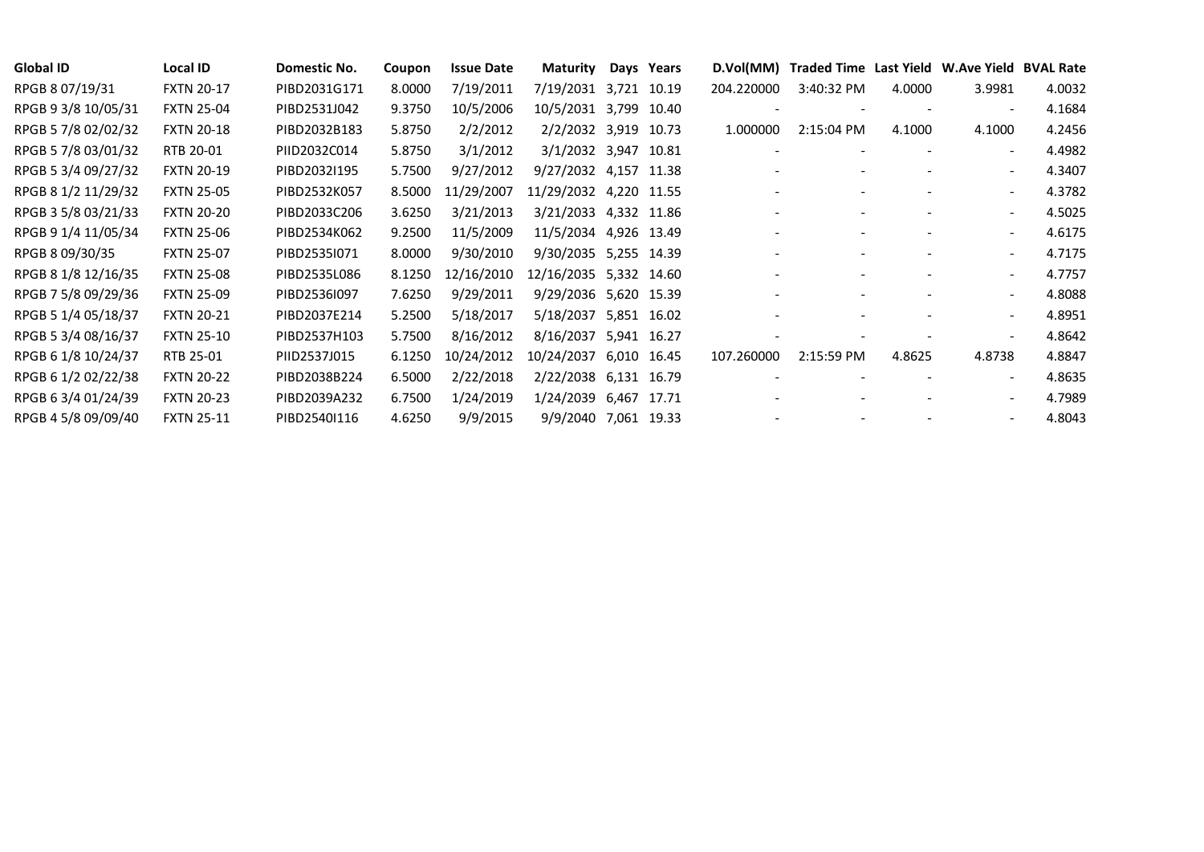| Global ID | Local ID | Domestic No. | Coupon | Issue Date | Maturity | Days | Years | D.Vol(MM) | Traded Time | Last Yield | W.Ave Yield | BVAL Rate |
|---|---|---|---|---|---|---|---|---|---|---|---|---|
| RPGB 8 07/19/31 | FXTN 20-17 | PIBD2031G171 | 8.0000 | 7/19/2011 | 7/19/2031 | 3,721 | 10.19 | 204.220000 | 3:40:32 PM | 4.0000 | 3.9981 | 4.0032 |
| RPGB 9 3/8 10/05/31 | FXTN 25-04 | PIBD2531J042 | 9.3750 | 10/5/2006 | 10/5/2031 | 3,799 | 10.40 | - | - | - | - | 4.1684 |
| RPGB 5 7/8 02/02/32 | FXTN 20-18 | PIBD2032B183 | 5.8750 | 2/2/2012 | 2/2/2032 | 3,919 | 10.73 | 1.000000 | 2:15:04 PM | 4.1000 | 4.1000 | 4.2456 |
| RPGB 5 7/8 03/01/32 | RTB 20-01 | PIID2032C014 | 5.8750 | 3/1/2012 | 3/1/2032 | 3,947 | 10.81 | - | - | - | - | 4.4982 |
| RPGB 5 3/4 09/27/32 | FXTN 20-19 | PIBD2032I195 | 5.7500 | 9/27/2012 | 9/27/2032 | 4,157 | 11.38 | - | - | - | - | 4.3407 |
| RPGB 8 1/2 11/29/32 | FXTN 25-05 | PIBD2532K057 | 8.5000 | 11/29/2007 | 11/29/2032 | 4,220 | 11.55 | - | - | - | - | 4.3782 |
| RPGB 3 5/8 03/21/33 | FXTN 20-20 | PIBD2033C206 | 3.6250 | 3/21/2013 | 3/21/2033 | 4,332 | 11.86 | - | - | - | - | 4.5025 |
| RPGB 9 1/4 11/05/34 | FXTN 25-06 | PIBD2534K062 | 9.2500 | 11/5/2009 | 11/5/2034 | 4,926 | 13.49 | - | - | - | - | 4.6175 |
| RPGB 8 09/30/35 | FXTN 25-07 | PIBD2535I071 | 8.0000 | 9/30/2010 | 9/30/2035 | 5,255 | 14.39 | - | - | - | - | 4.7175 |
| RPGB 8 1/8 12/16/35 | FXTN 25-08 | PIBD2535L086 | 8.1250 | 12/16/2010 | 12/16/2035 | 5,332 | 14.60 | - | - | - | - | 4.7757 |
| RPGB 7 5/8 09/29/36 | FXTN 25-09 | PIBD2536I097 | 7.6250 | 9/29/2011 | 9/29/2036 | 5,620 | 15.39 | - | - | - | - | 4.8088 |
| RPGB 5 1/4 05/18/37 | FXTN 20-21 | PIBD2037E214 | 5.2500 | 5/18/2017 | 5/18/2037 | 5,851 | 16.02 | - | - | - | - | 4.8951 |
| RPGB 5 3/4 08/16/37 | FXTN 25-10 | PIBD2537H103 | 5.7500 | 8/16/2012 | 8/16/2037 | 5,941 | 16.27 | - | - | - | - | 4.8642 |
| RPGB 6 1/8 10/24/37 | RTB 25-01 | PIID2537J015 | 6.1250 | 10/24/2012 | 10/24/2037 | 6,010 | 16.45 | 107.260000 | 2:15:59 PM | 4.8625 | 4.8738 | 4.8847 |
| RPGB 6 1/2 02/22/38 | FXTN 20-22 | PIBD2038B224 | 6.5000 | 2/22/2018 | 2/22/2038 | 6,131 | 16.79 | - | - | - | - | 4.8635 |
| RPGB 6 3/4 01/24/39 | FXTN 20-23 | PIBD2039A232 | 6.7500 | 1/24/2019 | 1/24/2039 | 6,467 | 17.71 | - | - | - | - | 4.7989 |
| RPGB 4 5/8 09/09/40 | FXTN 25-11 | PIBD2540I116 | 4.6250 | 9/9/2015 | 9/9/2040 | 7,061 | 19.33 | - | - | - | - | 4.8043 |